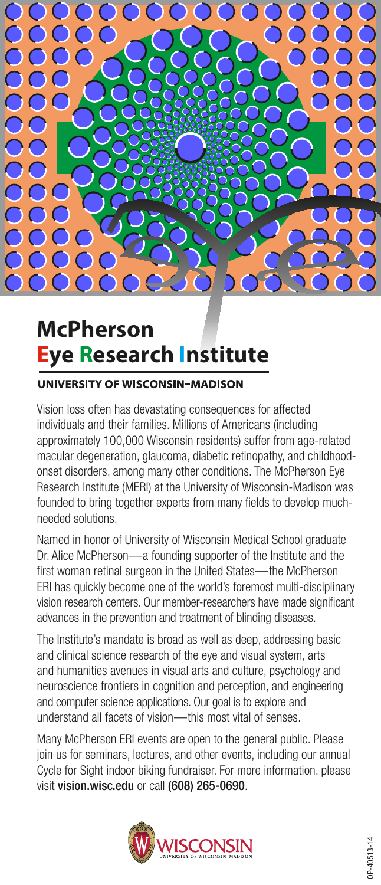# McPherson Eye Research Institute

**UNIVERSITY OF WISCONSIN–MADISON**

Vision loss often has devastating consequences for affected individuals and their families. Millions of Americans (including approximately 100,000 Wisconsin residents) suffer from age-related macular degeneration, glaucoma, diabetic retinopathy, and childhood-onset disorders, among many other conditions. The McPherson Eye Research Institute (MERI) at the University of Wisconsin-Madison was founded to bring together experts from many fields to develop much-needed solutions.

Named in honor of University of Wisconsin Medical School graduate Dr. Alice McPherson—a founding supporter of the Institute and the first woman retinal surgeon in the United States—the McPherson ERI has quickly become one of the world's foremost multi-disciplinary vision research centers. Our member-researchers have made significant advances in the prevention and treatment of blinding diseases.

The Institute's mandate is broad as well as deep, addressing basic and clinical science research of the eye and visual system, arts and humanities avenues in visual arts and culture, psychology and neuroscience frontiers in cognition and perception, and engineering and computer science applications. Our goal is to explore and understand all facets of vision—this most vital of senses.

Many McPherson ERI events are open to the general public. Please join us for seminars, lectures, and other events, including our annual Cycle for Sight indoor biking fundraiser. For more information, please visit **vision.wisc.edu** or call **(608) 265-0690**.

WISCONSIN
UNIVERSITY OF WISCONSIN–MADISON

OP-40513-14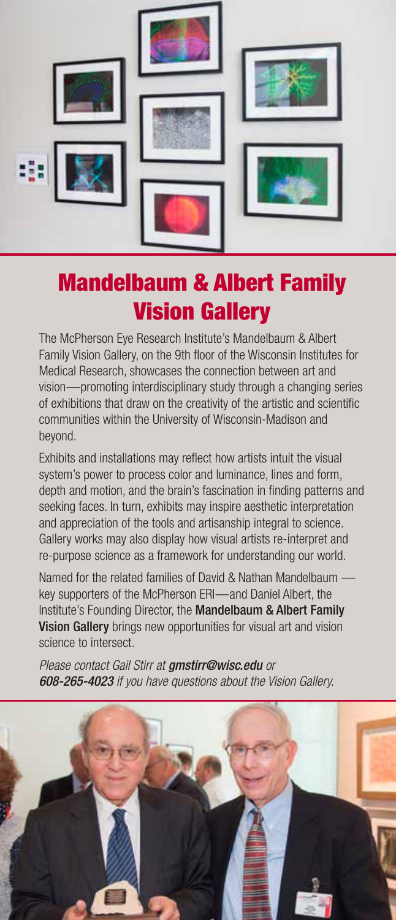# Mandelbaum & Albert Family Vision Gallery

The McPherson Eye Research Institute's Mandelbaum & Albert Family Vision Gallery, on the 9th floor of the Wisconsin Institutes for Medical Research, showcases the connection between art and vision—promoting interdisciplinary study through a changing series of exhibitions that draw on the creativity of the artistic and scientific communities within the University of Wisconsin-Madison and beyond.

Exhibits and installations may reflect how artists intuit the visual system's power to process color and luminance, lines and form, depth and motion, and the brain's fascination in finding patterns and seeking faces. In turn, exhibits may inspire aesthetic interpretation and appreciation of the tools and artisanship integral to science. Gallery works may also display how visual artists re-interpret and re-purpose science as a framework for understanding our world.

Named for the related families of David & Nathan Mandelbaum — key supporters of the McPherson ERI—and Daniel Albert, the Institute's Founding Director, the **Mandelbaum & Albert Family Vision Gallery** brings new opportunities for visual art and vision science to intersect.

*Please contact Gail Stirr at **gmstirr@wisc.edu** or **608-265-4023** if you have questions about the Vision Gallery.*